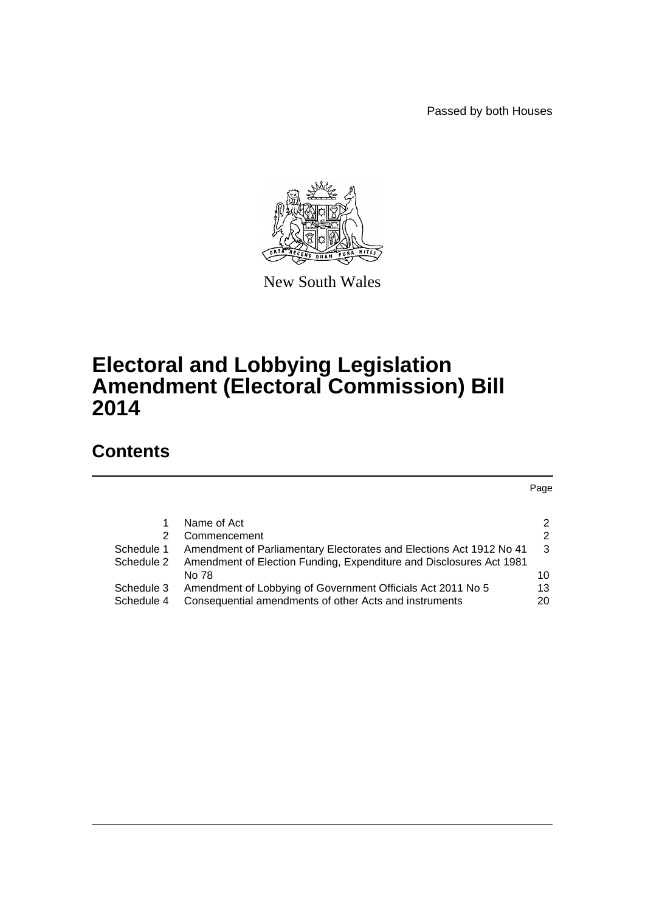Passed by both Houses

New South Wales

# Electoral and Lobbying Legislation Amendment (Electoral Commission) Bill 2014

## Contents

| | | Page |
|---|---|---|
| 1 | Name of Act | 2 |
| 2 | Commencement | 2 |
| Schedule 1 | Amendment of Parliamentary Electorates and Elections Act 1912 No 41 | 3 |
| Schedule 2 | Amendment of Election Funding, Expenditure and Disclosures Act 1981 No 78 | 10 |
| Schedule 3 | Amendment of Lobbying of Government Officials Act 2011 No 5 | 13 |
| Schedule 4 | Consequential amendments of other Acts and instruments | 20 |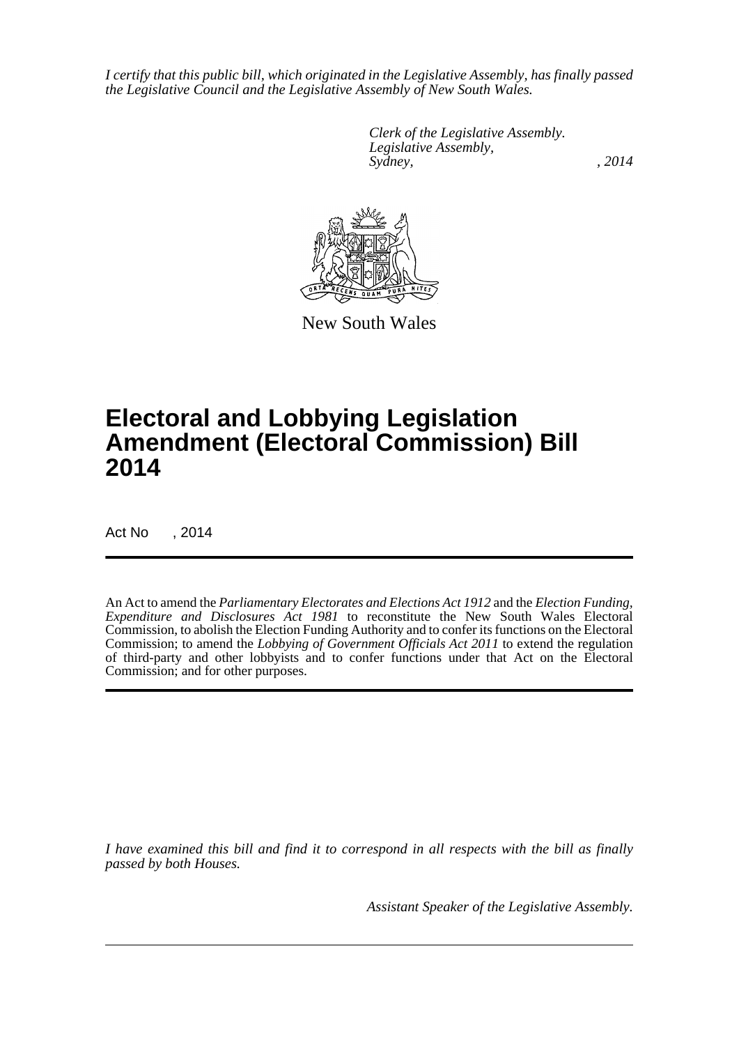*I certify that this public bill, which originated in the Legislative Assembly, has finally passed the Legislative Council and the Legislative Assembly of New South Wales.*

*Clerk of the Legislative Assembly.*
*Legislative Assembly,*
*Sydney, , 2014*

New South Wales

# Electoral and Lobbying Legislation Amendment (Electoral Commission) Bill 2014

Act No , 2014

An Act to amend the *Parliamentary Electorates and Elections Act 1912* and the *Election Funding, Expenditure and Disclosures Act 1981* to reconstitute the New South Wales Electoral Commission, to abolish the Election Funding Authority and to confer its functions on the Electoral Commission; to amend the *Lobbying of Government Officials Act 2011* to extend the regulation of third-party and other lobbyists and to confer functions under that Act on the Electoral Commission; and for other purposes.

*I have examined this bill and find it to correspond in all respects with the bill as finally passed by both Houses.*

*Assistant Speaker of the Legislative Assembly.*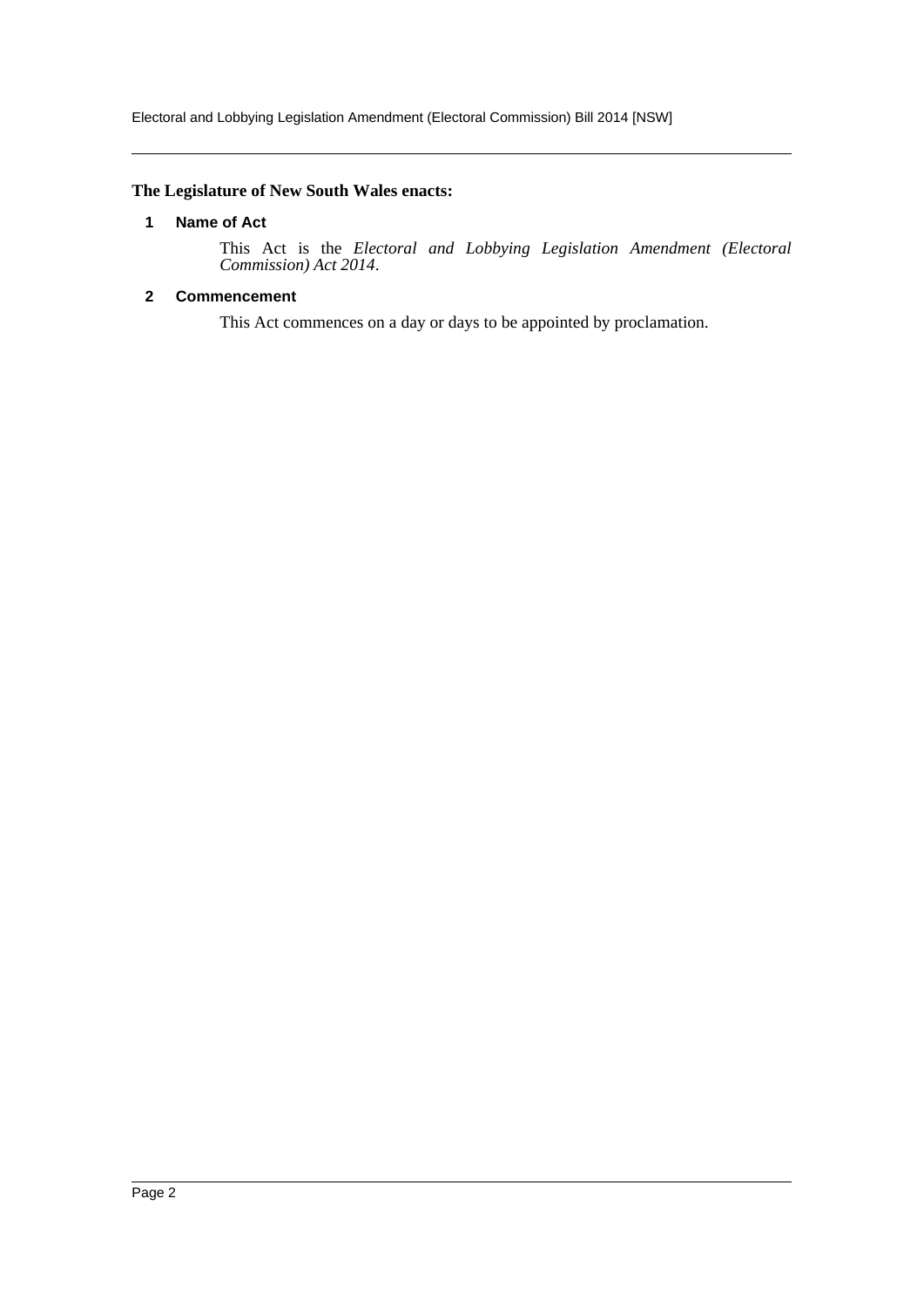**The Legislature of New South Wales enacts:**

## 1 Name of Act

This Act is the *Electoral and Lobbying Legislation Amendment (Electoral Commission) Act 2014*.

## 2 Commencement

This Act commences on a day or days to be appointed by proclamation.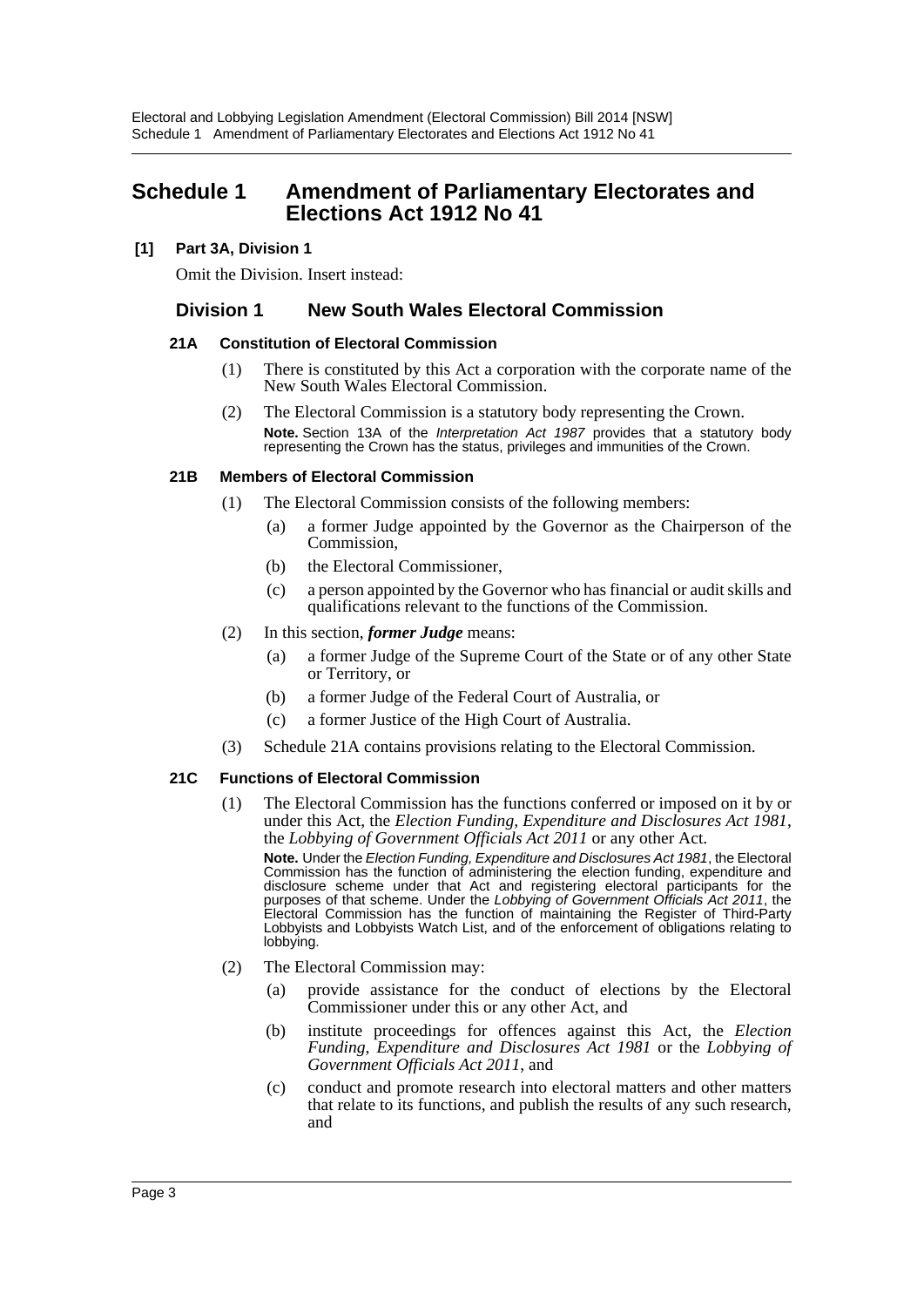# Schedule 1 Amendment of Parliamentary Electorates and Elections Act 1912 No 41

**[1] Part 3A, Division 1**

Omit the Division. Insert instead:

## Division 1 New South Wales Electoral Commission

### 21A Constitution of Electoral Commission

(1) There is constituted by this Act a corporation with the corporate name of the New South Wales Electoral Commission.

(2) The Electoral Commission is a statutory body representing the Crown.

**Note.** Section 13A of the *Interpretation Act 1987* provides that a statutory body representing the Crown has the status, privileges and immunities of the Crown.

### 21B Members of Electoral Commission

(1) The Electoral Commission consists of the following members:

- (a) a former Judge appointed by the Governor as the Chairperson of the Commission,
- (b) the Electoral Commissioner,
- (c) a person appointed by the Governor who has financial or audit skills and qualifications relevant to the functions of the Commission.

(2) In this section, ***former Judge*** means:

- (a) a former Judge of the Supreme Court of the State or of any other State or Territory, or
- (b) a former Judge of the Federal Court of Australia, or
- (c) a former Justice of the High Court of Australia.

(3) Schedule 21A contains provisions relating to the Electoral Commission.

### 21C Functions of Electoral Commission

(1) The Electoral Commission has the functions conferred or imposed on it by or under this Act, the *Election Funding, Expenditure and Disclosures Act 1981*, the *Lobbying of Government Officials Act 2011* or any other Act.

**Note.** Under the *Election Funding, Expenditure and Disclosures Act 1981*, the Electoral Commission has the function of administering the election funding, expenditure and disclosure scheme under that Act and registering electoral participants for the purposes of that scheme. Under the *Lobbying of Government Officials Act 2011*, the Electoral Commission has the function of maintaining the Register of Third-Party Lobbyists and Lobbyists Watch List, and of the enforcement of obligations relating to lobbying.

(2) The Electoral Commission may:

- (a) provide assistance for the conduct of elections by the Electoral Commissioner under this or any other Act, and
- (b) institute proceedings for offences against this Act, the *Election Funding, Expenditure and Disclosures Act 1981* or the *Lobbying of Government Officials Act 2011*, and
- (c) conduct and promote research into electoral matters and other matters that relate to its functions, and publish the results of any such research, and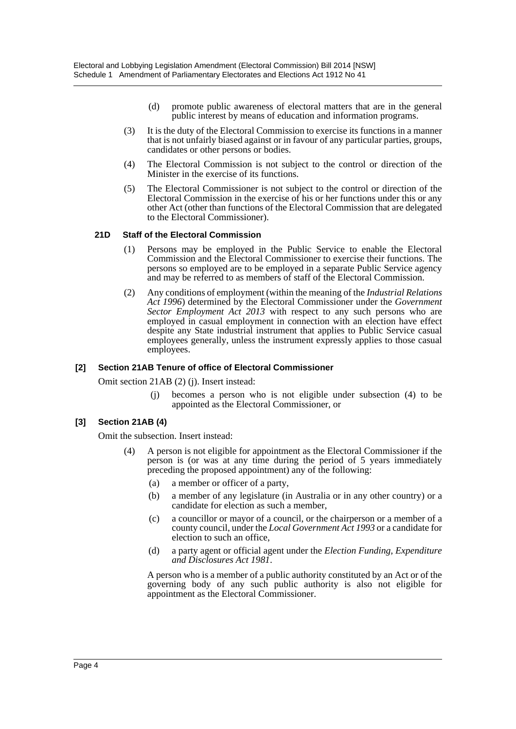(d) promote public awareness of electoral matters that are in the general public interest by means of education and information programs.

(3) It is the duty of the Electoral Commission to exercise its functions in a manner that is not unfairly biased against or in favour of any particular parties, groups, candidates or other persons or bodies.

(4) The Electoral Commission is not subject to the control or direction of the Minister in the exercise of its functions.

(5) The Electoral Commissioner is not subject to the control or direction of the Electoral Commission in the exercise of his or her functions under this or any other Act (other than functions of the Electoral Commission that are delegated to the Electoral Commissioner).

#### 21D Staff of the Electoral Commission

(1) Persons may be employed in the Public Service to enable the Electoral Commission and the Electoral Commissioner to exercise their functions. The persons so employed are to be employed in a separate Public Service agency and may be referred to as members of staff of the Electoral Commission.

(2) Any conditions of employment (within the meaning of the *Industrial Relations Act 1996*) determined by the Electoral Commissioner under the *Government Sector Employment Act 2013* with respect to any such persons who are employed in casual employment in connection with an election have effect despite any State industrial instrument that applies to Public Service casual employees generally, unless the instrument expressly applies to those casual employees.

### [2] Section 21AB Tenure of office of Electoral Commissioner

Omit section 21AB (2) (j). Insert instead:

(j) becomes a person who is not eligible under subsection (4) to be appointed as the Electoral Commissioner, or

### [3] Section 21AB (4)

Omit the subsection. Insert instead:

(4) A person is not eligible for appointment as the Electoral Commissioner if the person is (or was at any time during the period of 5 years immediately preceding the proposed appointment) any of the following:

(a) a member or officer of a party,

(b) a member of any legislature (in Australia or in any other country) or a candidate for election as such a member,

(c) a councillor or mayor of a council, or the chairperson or a member of a county council, under the *Local Government Act 1993* or a candidate for election to such an office,

(d) a party agent or official agent under the *Election Funding, Expenditure and Disclosures Act 1981*.

A person who is a member of a public authority constituted by an Act or of the governing body of any such public authority is also not eligible for appointment as the Electoral Commissioner.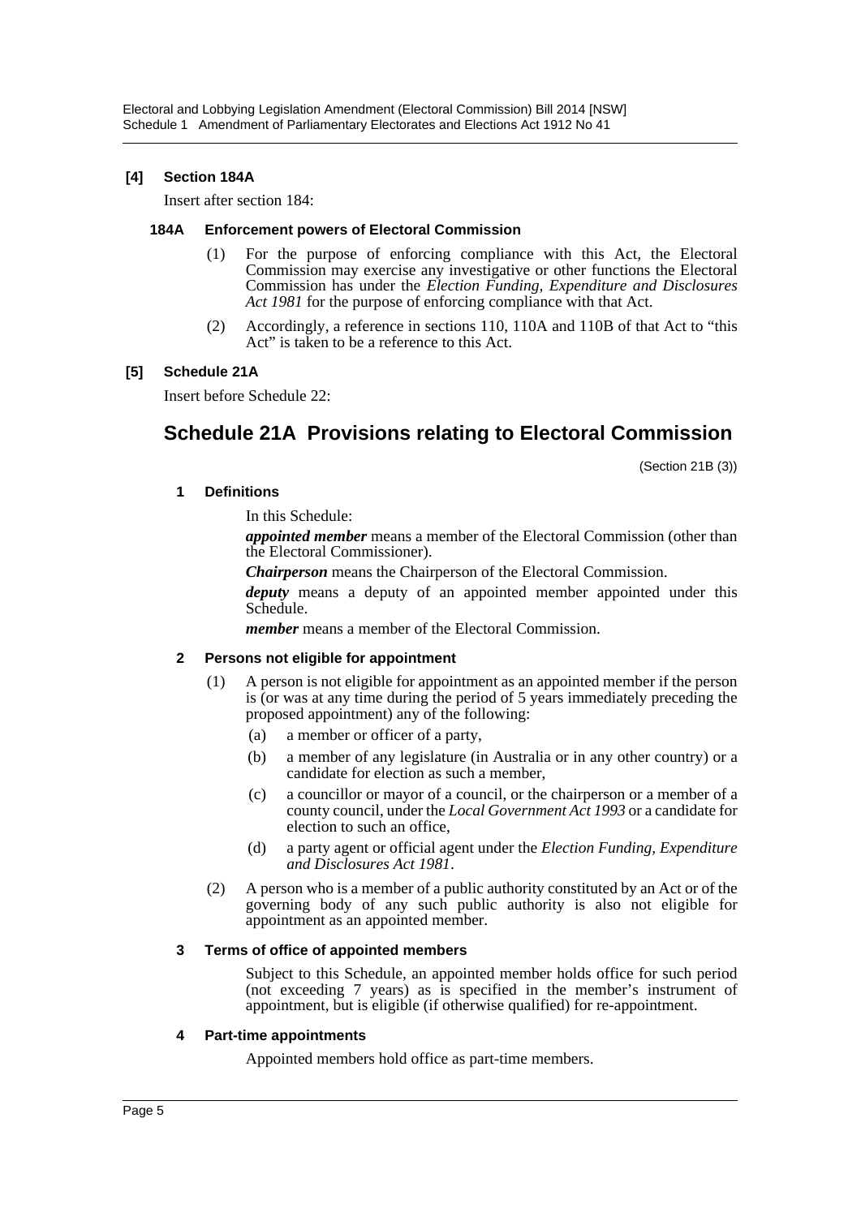**[4] Section 184A**

Insert after section 184:

**184A Enforcement powers of Electoral Commission**

(1) For the purpose of enforcing compliance with this Act, the Electoral Commission may exercise any investigative or other functions the Electoral Commission has under the *Election Funding, Expenditure and Disclosures Act 1981* for the purpose of enforcing compliance with that Act.

(2) Accordingly, a reference in sections 110, 110A and 110B of that Act to "this Act" is taken to be a reference to this Act.

**[5] Schedule 21A**

Insert before Schedule 22:

## Schedule 21A Provisions relating to Electoral Commission

(Section 21B (3))

**1 Definitions**

In this Schedule:

***appointed member*** means a member of the Electoral Commission (other than the Electoral Commissioner).

***Chairperson*** means the Chairperson of the Electoral Commission.

***deputy*** means a deputy of an appointed member appointed under this Schedule.

***member*** means a member of the Electoral Commission.

**2 Persons not eligible for appointment**

(1) A person is not eligible for appointment as an appointed member if the person is (or was at any time during the period of 5 years immediately preceding the proposed appointment) any of the following:

(a) a member or officer of a party,

(b) a member of any legislature (in Australia or in any other country) or a candidate for election as such a member,

(c) a councillor or mayor of a council, or the chairperson or a member of a county council, under the *Local Government Act 1993* or a candidate for election to such an office,

(d) a party agent or official agent under the *Election Funding, Expenditure and Disclosures Act 1981*.

(2) A person who is a member of a public authority constituted by an Act or of the governing body of any such public authority is also not eligible for appointment as an appointed member.

**3 Terms of office of appointed members**

Subject to this Schedule, an appointed member holds office for such period (not exceeding 7 years) as is specified in the member's instrument of appointment, but is eligible (if otherwise qualified) for re-appointment.

**4 Part-time appointments**

Appointed members hold office as part-time members.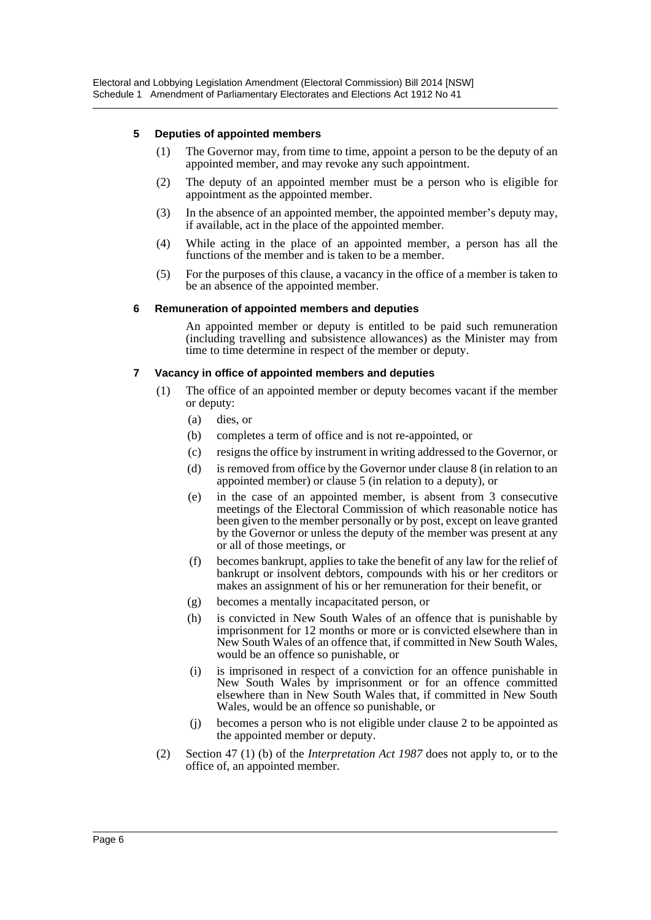### 5 Deputies of appointed members

(1) The Governor may, from time to time, appoint a person to be the deputy of an appointed member, and may revoke any such appointment.

(2) The deputy of an appointed member must be a person who is eligible for appointment as the appointed member.

(3) In the absence of an appointed member, the appointed member's deputy may, if available, act in the place of the appointed member.

(4) While acting in the place of an appointed member, a person has all the functions of the member and is taken to be a member.

(5) For the purposes of this clause, a vacancy in the office of a member is taken to be an absence of the appointed member.

### 6 Remuneration of appointed members and deputies

An appointed member or deputy is entitled to be paid such remuneration (including travelling and subsistence allowances) as the Minister may from time to time determine in respect of the member or deputy.

### 7 Vacancy in office of appointed members and deputies

(1) The office of an appointed member or deputy becomes vacant if the member or deputy:

(a) dies, or

(b) completes a term of office and is not re-appointed, or

(c) resigns the office by instrument in writing addressed to the Governor, or

(d) is removed from office by the Governor under clause 8 (in relation to an appointed member) or clause 5 (in relation to a deputy), or

(e) in the case of an appointed member, is absent from 3 consecutive meetings of the Electoral Commission of which reasonable notice has been given to the member personally or by post, except on leave granted by the Governor or unless the deputy of the member was present at any or all of those meetings, or

(f) becomes bankrupt, applies to take the benefit of any law for the relief of bankrupt or insolvent debtors, compounds with his or her creditors or makes an assignment of his or her remuneration for their benefit, or

(g) becomes a mentally incapacitated person, or

(h) is convicted in New South Wales of an offence that is punishable by imprisonment for 12 months or more or is convicted elsewhere than in New South Wales of an offence that, if committed in New South Wales, would be an offence so punishable, or

(i) is imprisoned in respect of a conviction for an offence punishable in New South Wales by imprisonment or for an offence committed elsewhere than in New South Wales that, if committed in New South Wales, would be an offence so punishable, or

(j) becomes a person who is not eligible under clause 2 to be appointed as the appointed member or deputy.

(2) Section 47 (1) (b) of the *Interpretation Act 1987* does not apply to, or to the office of, an appointed member.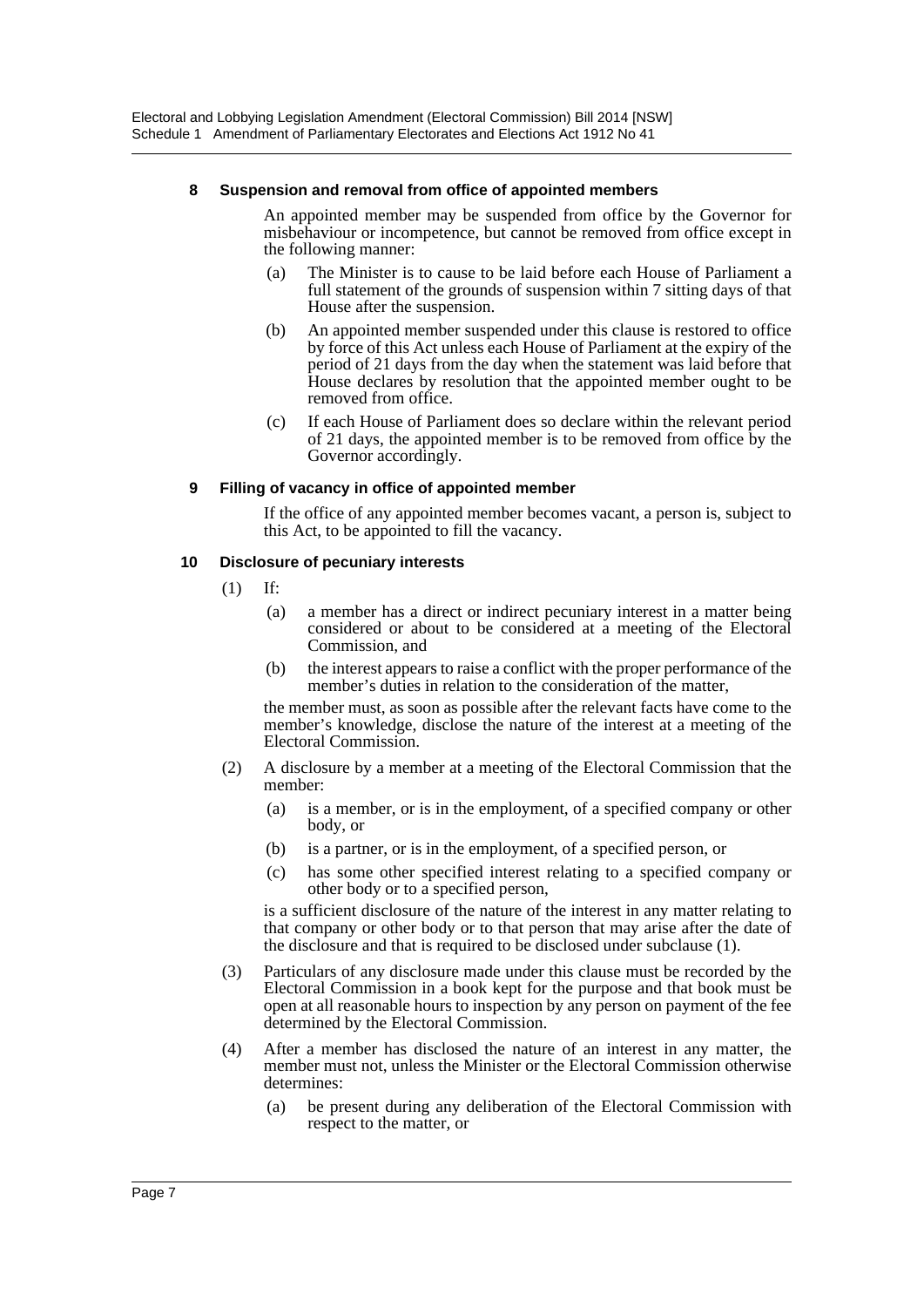#### 8 Suspension and removal from office of appointed members

An appointed member may be suspended from office by the Governor for misbehaviour or incompetence, but cannot be removed from office except in the following manner:

- (a) The Minister is to cause to be laid before each House of Parliament a full statement of the grounds of suspension within 7 sitting days of that House after the suspension.
- (b) An appointed member suspended under this clause is restored to office by force of this Act unless each House of Parliament at the expiry of the period of 21 days from the day when the statement was laid before that House declares by resolution that the appointed member ought to be removed from office.
- (c) If each House of Parliament does so declare within the relevant period of 21 days, the appointed member is to be removed from office by the Governor accordingly.

#### 9 Filling of vacancy in office of appointed member

If the office of any appointed member becomes vacant, a person is, subject to this Act, to be appointed to fill the vacancy.

#### 10 Disclosure of pecuniary interests

(1) If:

- (a) a member has a direct or indirect pecuniary interest in a matter being considered or about to be considered at a meeting of the Electoral Commission, and
- (b) the interest appears to raise a conflict with the proper performance of the member's duties in relation to the consideration of the matter,

the member must, as soon as possible after the relevant facts have come to the member's knowledge, disclose the nature of the interest at a meeting of the Electoral Commission.

(2) A disclosure by a member at a meeting of the Electoral Commission that the member:

- (a) is a member, or is in the employment, of a specified company or other body, or
- (b) is a partner, or is in the employment, of a specified person, or
- (c) has some other specified interest relating to a specified company or other body or to a specified person,

is a sufficient disclosure of the nature of the interest in any matter relating to that company or other body or to that person that may arise after the date of the disclosure and that is required to be disclosed under subclause (1).

(3) Particulars of any disclosure made under this clause must be recorded by the Electoral Commission in a book kept for the purpose and that book must be open at all reasonable hours to inspection by any person on payment of the fee determined by the Electoral Commission.

(4) After a member has disclosed the nature of an interest in any matter, the member must not, unless the Minister or the Electoral Commission otherwise determines:

- (a) be present during any deliberation of the Electoral Commission with respect to the matter, or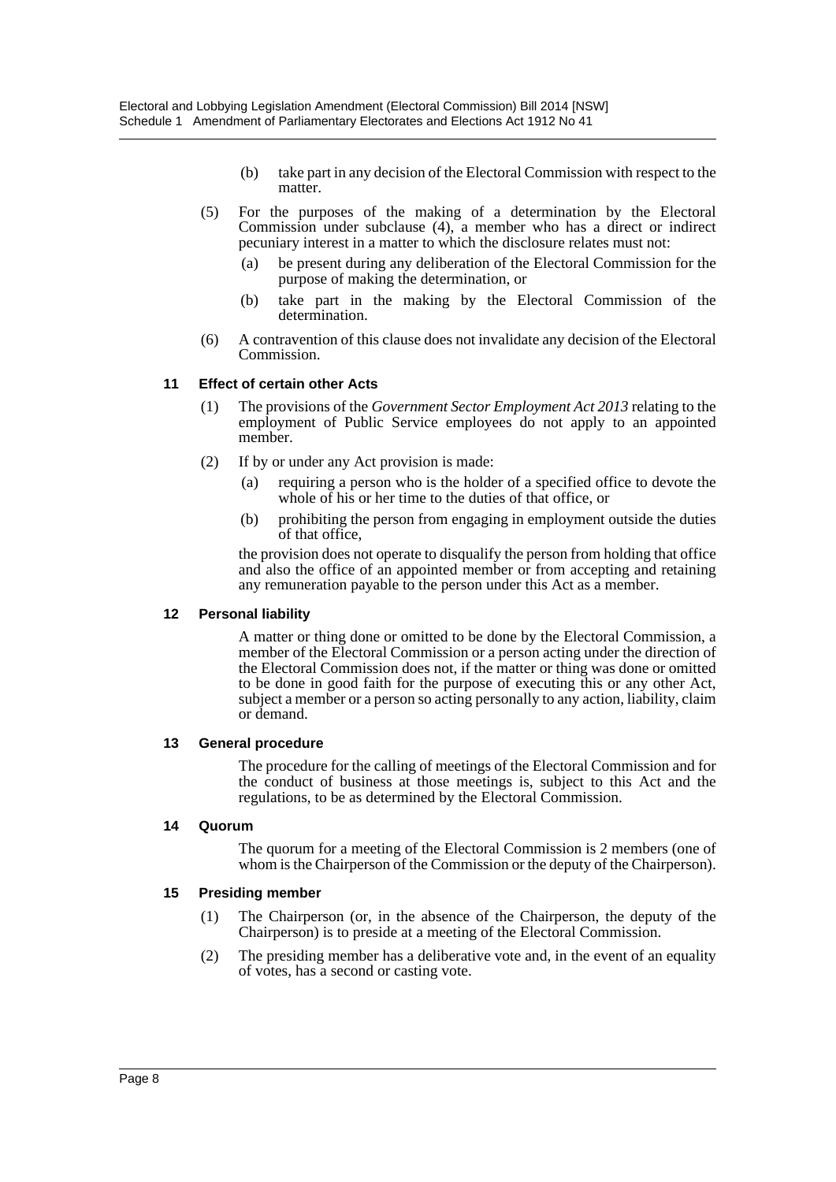(b) take part in any decision of the Electoral Commission with respect to the matter.

(5) For the purposes of the making of a determination by the Electoral Commission under subclause (4), a member who has a direct or indirect pecuniary interest in a matter to which the disclosure relates must not:

(a) be present during any deliberation of the Electoral Commission for the purpose of making the determination, or

(b) take part in the making by the Electoral Commission of the determination.

(6) A contravention of this clause does not invalidate any decision of the Electoral Commission.

#### 11 Effect of certain other Acts

(1) The provisions of the *Government Sector Employment Act 2013* relating to the employment of Public Service employees do not apply to an appointed member.

(2) If by or under any Act provision is made:

(a) requiring a person who is the holder of a specified office to devote the whole of his or her time to the duties of that office, or

(b) prohibiting the person from engaging in employment outside the duties of that office,

the provision does not operate to disqualify the person from holding that office and also the office of an appointed member or from accepting and retaining any remuneration payable to the person under this Act as a member.

#### 12 Personal liability

A matter or thing done or omitted to be done by the Electoral Commission, a member of the Electoral Commission or a person acting under the direction of the Electoral Commission does not, if the matter or thing was done or omitted to be done in good faith for the purpose of executing this or any other Act, subject a member or a person so acting personally to any action, liability, claim or demand.

#### 13 General procedure

The procedure for the calling of meetings of the Electoral Commission and for the conduct of business at those meetings is, subject to this Act and the regulations, to be as determined by the Electoral Commission.

#### 14 Quorum

The quorum for a meeting of the Electoral Commission is 2 members (one of whom is the Chairperson of the Commission or the deputy of the Chairperson).

#### 15 Presiding member

(1) The Chairperson (or, in the absence of the Chairperson, the deputy of the Chairperson) is to preside at a meeting of the Electoral Commission.

(2) The presiding member has a deliberative vote and, in the event of an equality of votes, has a second or casting vote.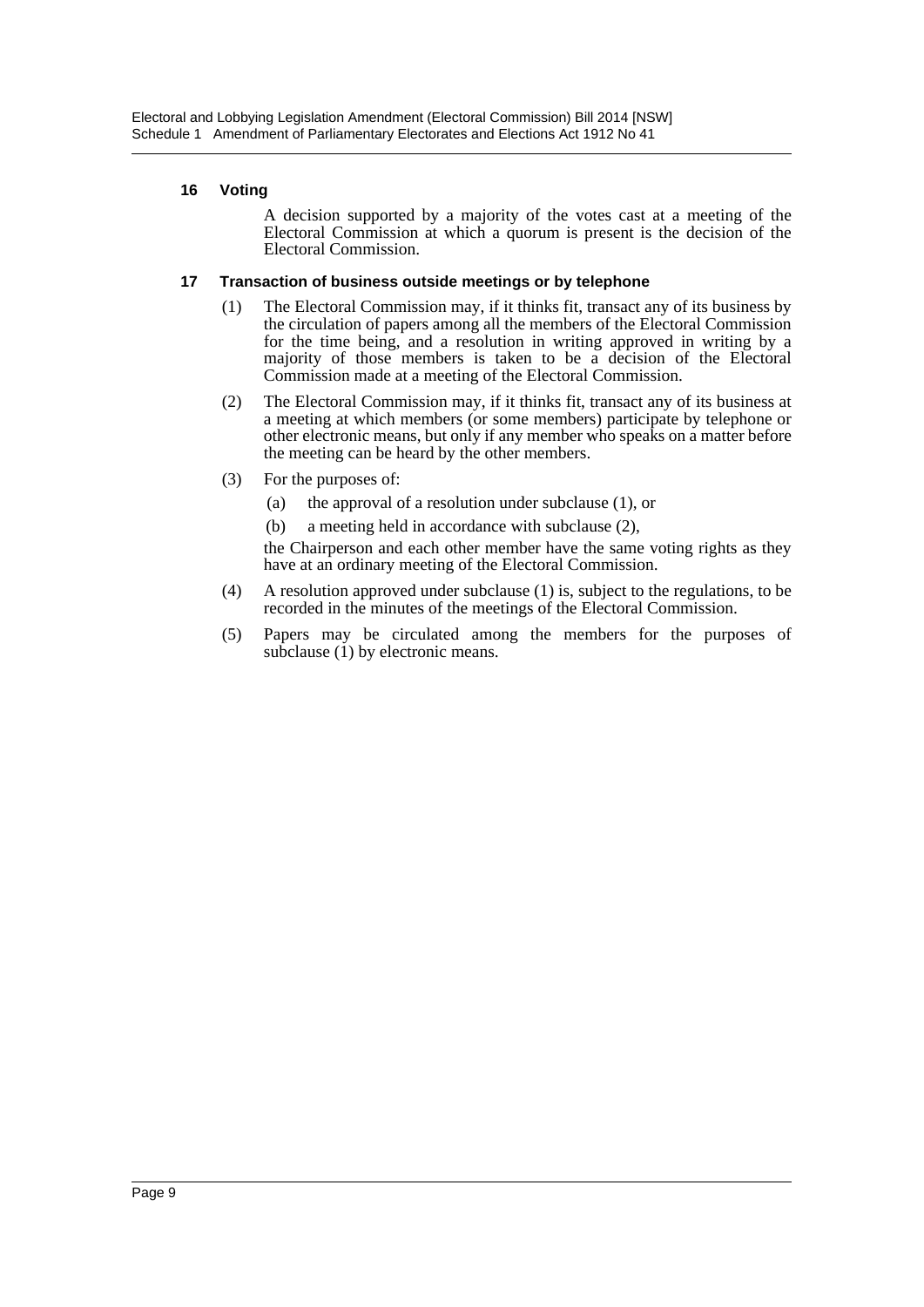#### 16 Voting

A decision supported by a majority of the votes cast at a meeting of the Electoral Commission at which a quorum is present is the decision of the Electoral Commission.

#### 17 Transaction of business outside meetings or by telephone

(1) The Electoral Commission may, if it thinks fit, transact any of its business by the circulation of papers among all the members of the Electoral Commission for the time being, and a resolution in writing approved in writing by a majority of those members is taken to be a decision of the Electoral Commission made at a meeting of the Electoral Commission.

(2) The Electoral Commission may, if it thinks fit, transact any of its business at a meeting at which members (or some members) participate by telephone or other electronic means, but only if any member who speaks on a matter before the meeting can be heard by the other members.

(3) For the purposes of:

(a) the approval of a resolution under subclause (1), or

(b) a meeting held in accordance with subclause (2),

the Chairperson and each other member have the same voting rights as they have at an ordinary meeting of the Electoral Commission.

(4) A resolution approved under subclause (1) is, subject to the regulations, to be recorded in the minutes of the meetings of the Electoral Commission.

(5) Papers may be circulated among the members for the purposes of subclause (1) by electronic means.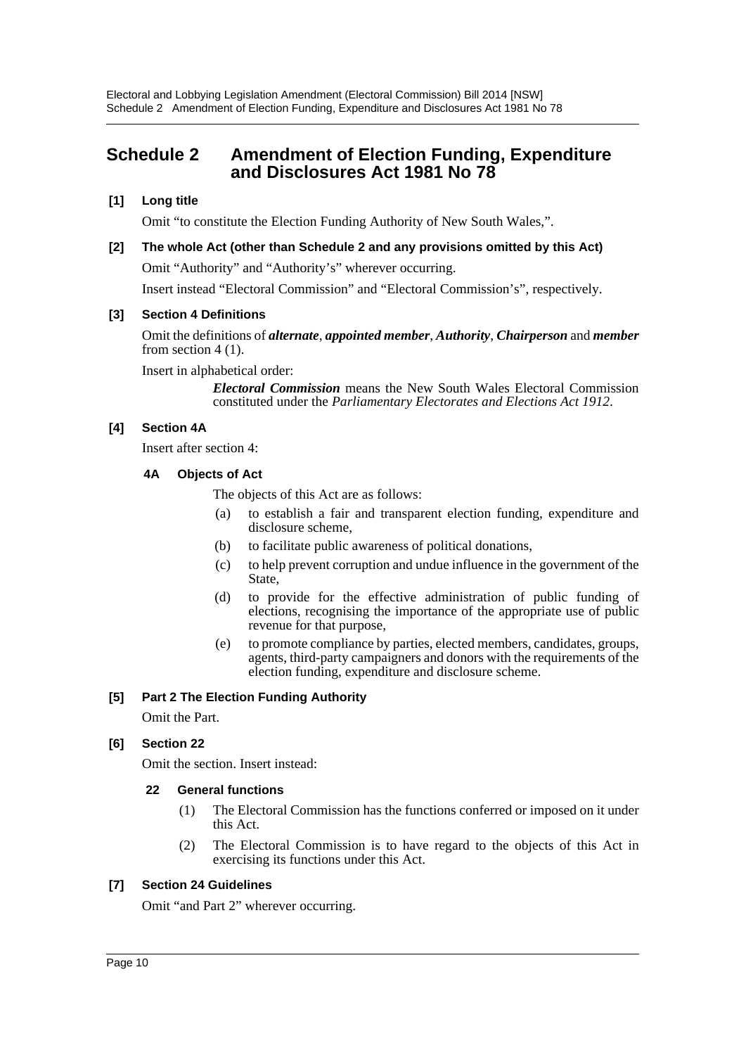## Schedule 2 Amendment of Election Funding, Expenditure and Disclosures Act 1981 No 78

**[1] Long title**

Omit "to constitute the Election Funding Authority of New South Wales,".

**[2] The whole Act (other than Schedule 2 and any provisions omitted by this Act)**

Omit "Authority" and "Authority's" wherever occurring.

Insert instead "Electoral Commission" and "Electoral Commission's", respectively.

**[3] Section 4 Definitions**

Omit the definitions of ***alternate***, ***appointed member***, ***Authority***, ***Chairperson*** and ***member*** from section 4 (1).

Insert in alphabetical order:

> ***Electoral Commission*** means the New South Wales Electoral Commission constituted under the *Parliamentary Electorates and Elections Act 1912*.

**[4] Section 4A**

Insert after section 4:

**4A Objects of Act**

The objects of this Act are as follows:

(a) to establish a fair and transparent election funding, expenditure and disclosure scheme,

(b) to facilitate public awareness of political donations,

(c) to help prevent corruption and undue influence in the government of the State,

(d) to provide for the effective administration of public funding of elections, recognising the importance of the appropriate use of public revenue for that purpose,

(e) to promote compliance by parties, elected members, candidates, groups, agents, third-party campaigners and donors with the requirements of the election funding, expenditure and disclosure scheme.

**[5] Part 2 The Election Funding Authority**

Omit the Part.

**[6] Section 22**

Omit the section. Insert instead:

**22 General functions**

(1) The Electoral Commission has the functions conferred or imposed on it under this Act.

(2) The Electoral Commission is to have regard to the objects of this Act in exercising its functions under this Act.

**[7] Section 24 Guidelines**

Omit "and Part 2" wherever occurring.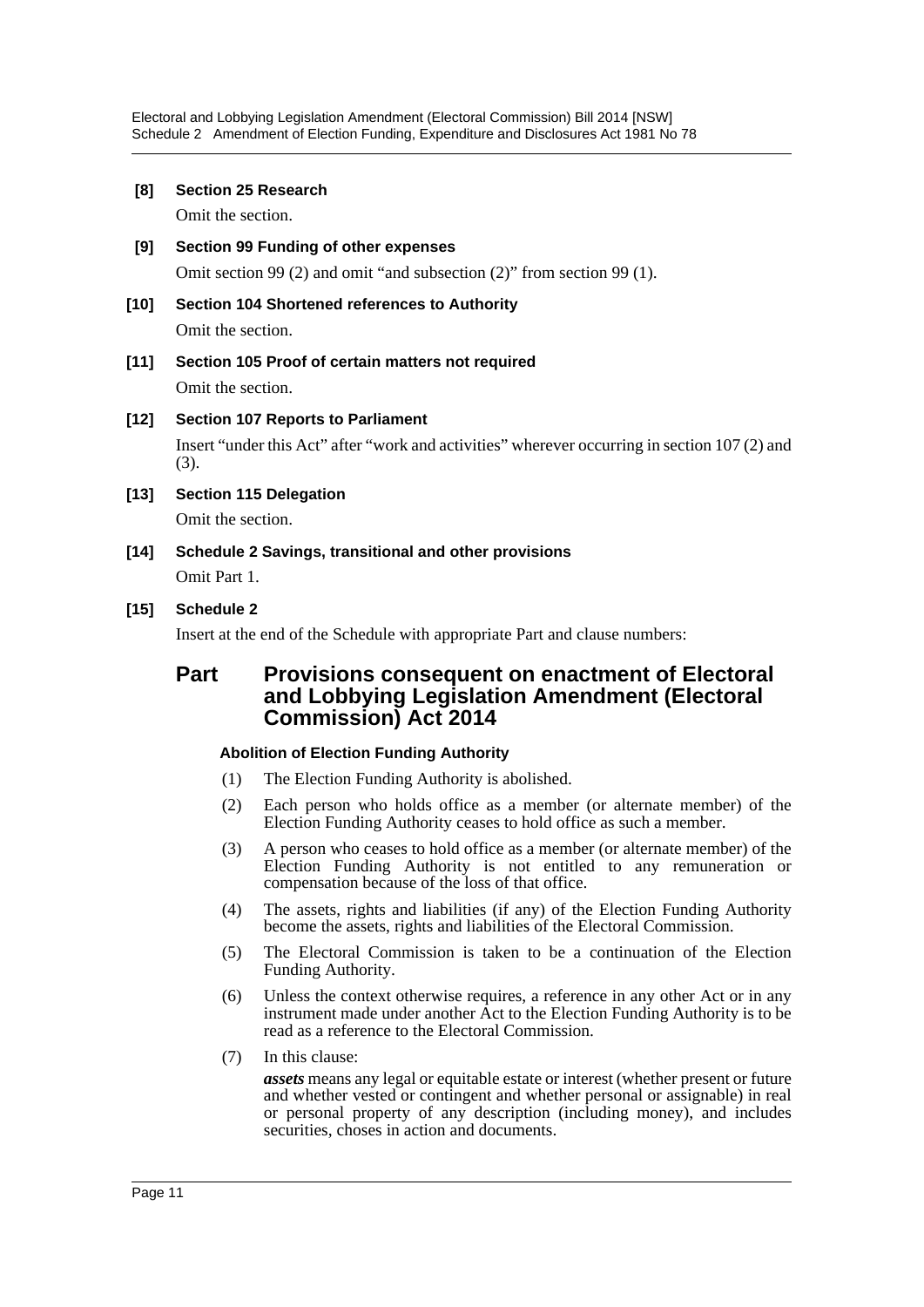**[8] Section 25 Research**

Omit the section.

**[9] Section 99 Funding of other expenses**

Omit section 99 (2) and omit "and subsection (2)" from section 99 (1).

**[10] Section 104 Shortened references to Authority**

Omit the section.

**[11] Section 105 Proof of certain matters not required**

Omit the section.

**[12] Section 107 Reports to Parliament**

Insert "under this Act" after "work and activities" wherever occurring in section 107 (2) and (3).

**[13] Section 115 Delegation**

Omit the section.

**[14] Schedule 2 Savings, transitional and other provisions**

Omit Part 1.

**[15] Schedule 2**

Insert at the end of the Schedule with appropriate Part and clause numbers:

## Part Provisions consequent on enactment of Electoral and Lobbying Legislation Amendment (Electoral Commission) Act 2014

**Abolition of Election Funding Authority**

(1) The Election Funding Authority is abolished.

(2) Each person who holds office as a member (or alternate member) of the Election Funding Authority ceases to hold office as such a member.

(3) A person who ceases to hold office as a member (or alternate member) of the Election Funding Authority is not entitled to any remuneration or compensation because of the loss of that office.

(4) The assets, rights and liabilities (if any) of the Election Funding Authority become the assets, rights and liabilities of the Electoral Commission.

(5) The Electoral Commission is taken to be a continuation of the Election Funding Authority.

(6) Unless the context otherwise requires, a reference in any other Act or in any instrument made under another Act to the Election Funding Authority is to be read as a reference to the Electoral Commission.

(7) In this clause:

***assets*** means any legal or equitable estate or interest (whether present or future and whether vested or contingent and whether personal or assignable) in real or personal property of any description (including money), and includes securities, choses in action and documents.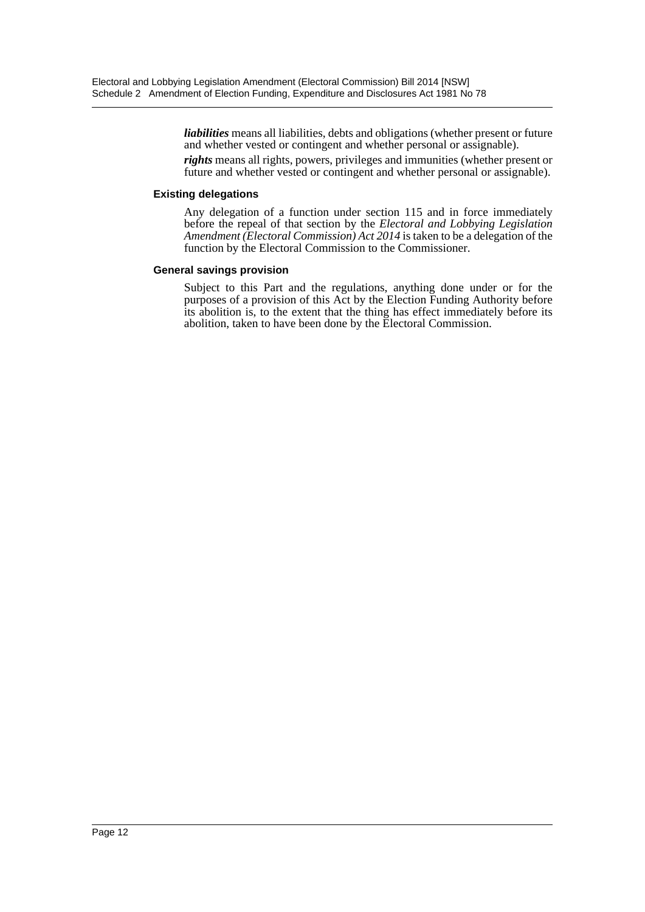***liabilities*** means all liabilities, debts and obligations (whether present or future and whether vested or contingent and whether personal or assignable).

***rights*** means all rights, powers, privileges and immunities (whether present or future and whether vested or contingent and whether personal or assignable).

**Existing delegations**

Any delegation of a function under section 115 and in force immediately before the repeal of that section by the *Electoral and Lobbying Legislation Amendment (Electoral Commission) Act 2014* is taken to be a delegation of the function by the Electoral Commission to the Commissioner.

**General savings provision**

Subject to this Part and the regulations, anything done under or for the purposes of a provision of this Act by the Election Funding Authority before its abolition is, to the extent that the thing has effect immediately before its abolition, taken to have been done by the Electoral Commission.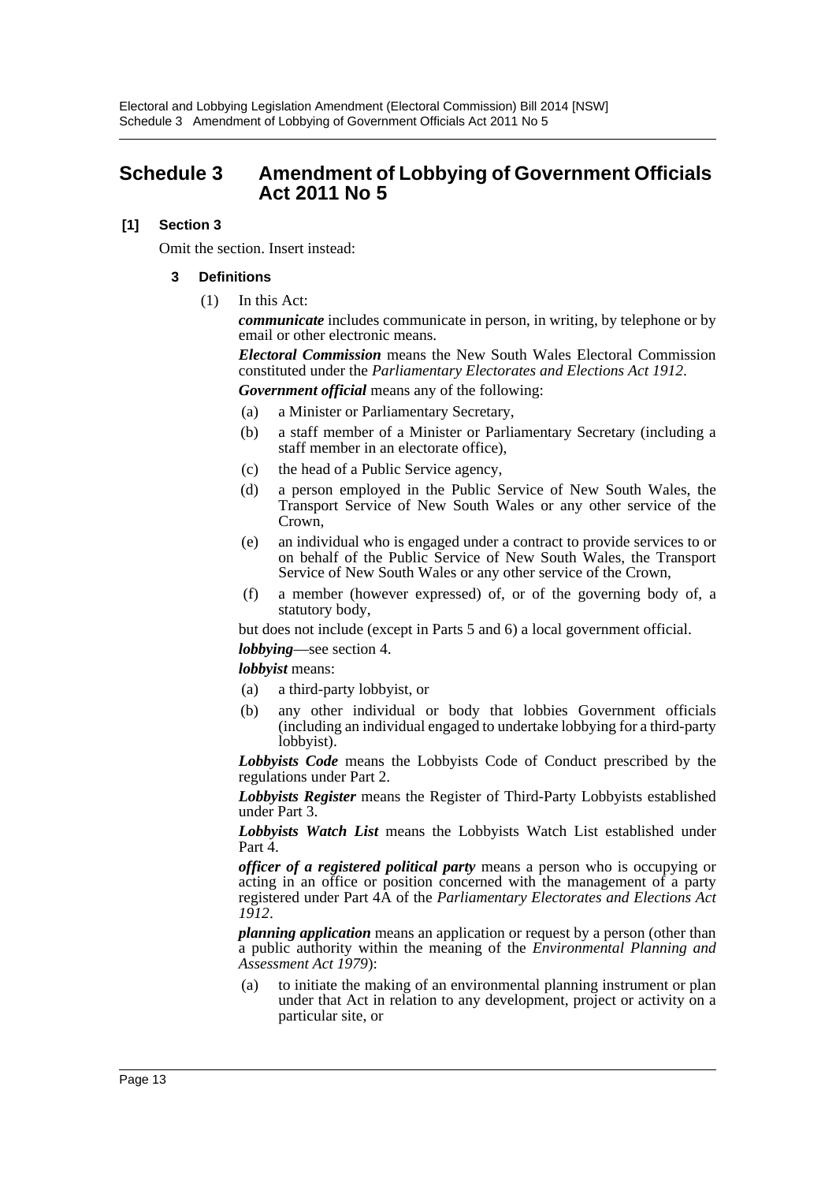# Schedule 3 Amendment of Lobbying of Government Officials Act 2011 No 5

**[1] Section 3**

Omit the section. Insert instead:

**3 Definitions**

(1) In this Act:

***communicate*** includes communicate in person, in writing, by telephone or by email or other electronic means.

***Electoral Commission*** means the New South Wales Electoral Commission constituted under the *Parliamentary Electorates and Elections Act 1912*.

***Government official*** means any of the following:

(a) a Minister or Parliamentary Secretary,

(b) a staff member of a Minister or Parliamentary Secretary (including a staff member in an electorate office),

(c) the head of a Public Service agency,

(d) a person employed in the Public Service of New South Wales, the Transport Service of New South Wales or any other service of the Crown,

(e) an individual who is engaged under a contract to provide services to or on behalf of the Public Service of New South Wales, the Transport Service of New South Wales or any other service of the Crown,

(f) a member (however expressed) of, or of the governing body of, a statutory body,

but does not include (except in Parts 5 and 6) a local government official.

***lobbying***—see section 4.

***lobbyist*** means:

(a) a third-party lobbyist, or

(b) any other individual or body that lobbies Government officials (including an individual engaged to undertake lobbying for a third-party lobbyist).

***Lobbyists Code*** means the Lobbyists Code of Conduct prescribed by the regulations under Part 2.

***Lobbyists Register*** means the Register of Third-Party Lobbyists established under Part 3.

***Lobbyists Watch List*** means the Lobbyists Watch List established under Part 4.

***officer of a registered political party*** means a person who is occupying or acting in an office or position concerned with the management of a party registered under Part 4A of the *Parliamentary Electorates and Elections Act 1912*.

***planning application*** means an application or request by a person (other than a public authority within the meaning of the *Environmental Planning and Assessment Act 1979*):

(a) to initiate the making of an environmental planning instrument or plan under that Act in relation to any development, project or activity on a particular site, or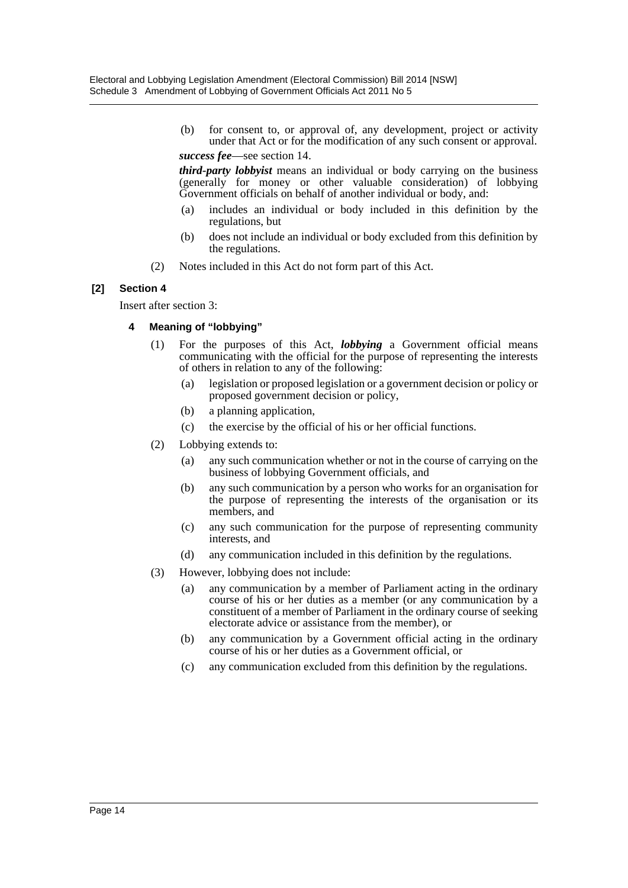(b) for consent to, or approval of, any development, project or activity under that Act or for the modification of any such consent or approval.

***success fee***—see section 14.

***third-party lobbyist*** means an individual or body carrying on the business (generally for money or other valuable consideration) of lobbying Government officials on behalf of another individual or body, and:

(a) includes an individual or body included in this definition by the regulations, but

(b) does not include an individual or body excluded from this definition by the regulations.

(2) Notes included in this Act do not form part of this Act.

### [2] Section 4

Insert after section 3:

#### 4 Meaning of "lobbying"

(1) For the purposes of this Act, ***lobbying*** a Government official means communicating with the official for the purpose of representing the interests of others in relation to any of the following:

(a) legislation or proposed legislation or a government decision or policy or proposed government decision or policy,

(b) a planning application,

(c) the exercise by the official of his or her official functions.

(2) Lobbying extends to:

(a) any such communication whether or not in the course of carrying on the business of lobbying Government officials, and

(b) any such communication by a person who works for an organisation for the purpose of representing the interests of the organisation or its members, and

(c) any such communication for the purpose of representing community interests, and

(d) any communication included in this definition by the regulations.

(3) However, lobbying does not include:

(a) any communication by a member of Parliament acting in the ordinary course of his or her duties as a member (or any communication by a constituent of a member of Parliament in the ordinary course of seeking electorate advice or assistance from the member), or

(b) any communication by a Government official acting in the ordinary course of his or her duties as a Government official, or

(c) any communication excluded from this definition by the regulations.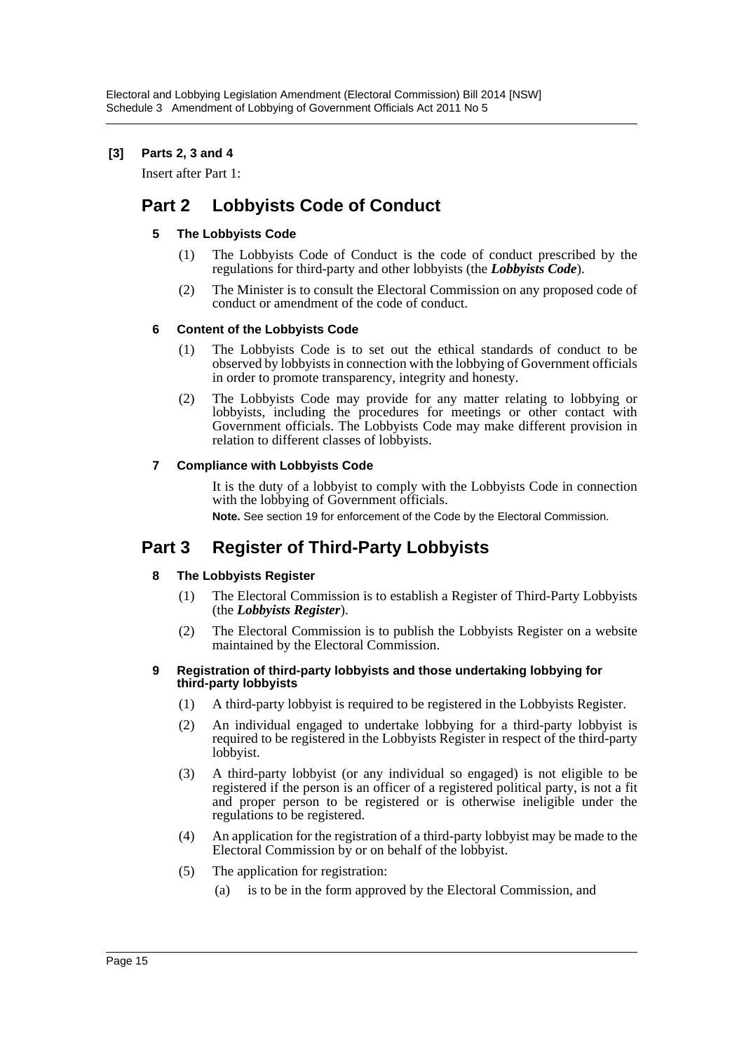**[3] Parts 2, 3 and 4**

Insert after Part 1:

# Part 2 Lobbyists Code of Conduct

### 5 The Lobbyists Code

(1) The Lobbyists Code of Conduct is the code of conduct prescribed by the regulations for third-party and other lobbyists (the ***Lobbyists Code***).

(2) The Minister is to consult the Electoral Commission on any proposed code of conduct or amendment of the code of conduct.

### 6 Content of the Lobbyists Code

(1) The Lobbyists Code is to set out the ethical standards of conduct to be observed by lobbyists in connection with the lobbying of Government officials in order to promote transparency, integrity and honesty.

(2) The Lobbyists Code may provide for any matter relating to lobbying or lobbyists, including the procedures for meetings or other contact with Government officials. The Lobbyists Code may make different provision in relation to different classes of lobbyists.

### 7 Compliance with Lobbyists Code

It is the duty of a lobbyist to comply with the Lobbyists Code in connection with the lobbying of Government officials.

**Note.** See section 19 for enforcement of the Code by the Electoral Commission.

# Part 3 Register of Third-Party Lobbyists

### 8 The Lobbyists Register

(1) The Electoral Commission is to establish a Register of Third-Party Lobbyists (the ***Lobbyists Register***).

(2) The Electoral Commission is to publish the Lobbyists Register on a website maintained by the Electoral Commission.

### 9 Registration of third-party lobbyists and those undertaking lobbying for third-party lobbyists

(1) A third-party lobbyist is required to be registered in the Lobbyists Register.

(2) An individual engaged to undertake lobbying for a third-party lobbyist is required to be registered in the Lobbyists Register in respect of the third-party lobbyist.

(3) A third-party lobbyist (or any individual so engaged) is not eligible to be registered if the person is an officer of a registered political party, is not a fit and proper person to be registered or is otherwise ineligible under the regulations to be registered.

(4) An application for the registration of a third-party lobbyist may be made to the Electoral Commission by or on behalf of the lobbyist.

(5) The application for registration:

(a) is to be in the form approved by the Electoral Commission, and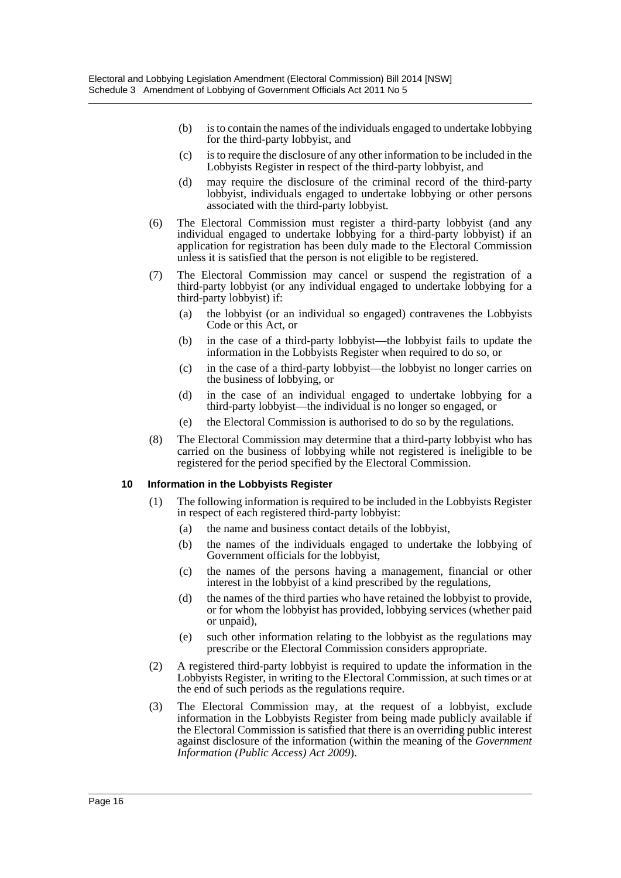(b) is to contain the names of the individuals engaged to undertake lobbying for the third-party lobbyist, and

(c) is to require the disclosure of any other information to be included in the Lobbyists Register in respect of the third-party lobbyist, and

(d) may require the disclosure of the criminal record of the third-party lobbyist, individuals engaged to undertake lobbying or other persons associated with the third-party lobbyist.

(6) The Electoral Commission must register a third-party lobbyist (and any individual engaged to undertake lobbying for a third-party lobbyist) if an application for registration has been duly made to the Electoral Commission unless it is satisfied that the person is not eligible to be registered.

(7) The Electoral Commission may cancel or suspend the registration of a third-party lobbyist (or any individual engaged to undertake lobbying for a third-party lobbyist) if:

(a) the lobbyist (or an individual so engaged) contravenes the Lobbyists Code or this Act, or

(b) in the case of a third-party lobbyist—the lobbyist fails to update the information in the Lobbyists Register when required to do so, or

(c) in the case of a third-party lobbyist—the lobbyist no longer carries on the business of lobbying, or

(d) in the case of an individual engaged to undertake lobbying for a third-party lobbyist—the individual is no longer so engaged, or

(e) the Electoral Commission is authorised to do so by the regulations.

(8) The Electoral Commission may determine that a third-party lobbyist who has carried on the business of lobbying while not registered is ineligible to be registered for the period specified by the Electoral Commission.

**10 Information in the Lobbyists Register**

(1) The following information is required to be included in the Lobbyists Register in respect of each registered third-party lobbyist:

(a) the name and business contact details of the lobbyist,

(b) the names of the individuals engaged to undertake the lobbying of Government officials for the lobbyist,

(c) the names of the persons having a management, financial or other interest in the lobbyist of a kind prescribed by the regulations,

(d) the names of the third parties who have retained the lobbyist to provide, or for whom the lobbyist has provided, lobbying services (whether paid or unpaid),

(e) such other information relating to the lobbyist as the regulations may prescribe or the Electoral Commission considers appropriate.

(2) A registered third-party lobbyist is required to update the information in the Lobbyists Register, in writing to the Electoral Commission, at such times or at the end of such periods as the regulations require.

(3) The Electoral Commission may, at the request of a lobbyist, exclude information in the Lobbyists Register from being made publicly available if the Electoral Commission is satisfied that there is an overriding public interest against disclosure of the information (within the meaning of the *Government Information (Public Access) Act 2009*).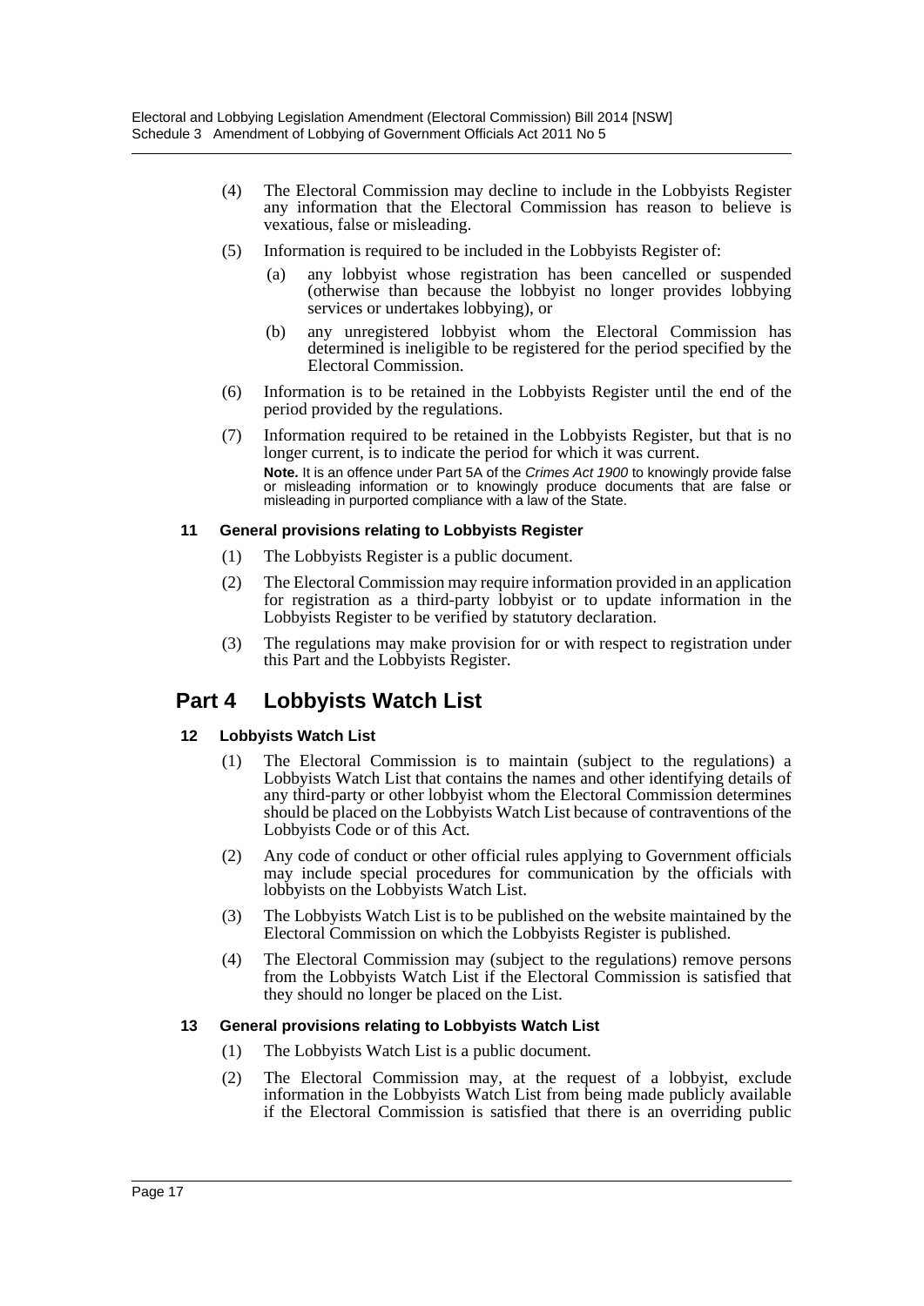(4) The Electoral Commission may decline to include in the Lobbyists Register any information that the Electoral Commission has reason to believe is vexatious, false or misleading.

(5) Information is required to be included in the Lobbyists Register of:

- (a) any lobbyist whose registration has been cancelled or suspended (otherwise than because the lobbyist no longer provides lobbying services or undertakes lobbying), or
- (b) any unregistered lobbyist whom the Electoral Commission has determined is ineligible to be registered for the period specified by the Electoral Commission.

(6) Information is to be retained in the Lobbyists Register until the end of the period provided by the regulations.

(7) Information required to be retained in the Lobbyists Register, but that is no longer current, is to indicate the period for which it was current.

**Note.** It is an offence under Part 5A of the *Crimes Act 1900* to knowingly provide false or misleading information or to knowingly produce documents that are false or misleading in purported compliance with a law of the State.

### 11 General provisions relating to Lobbyists Register

(1) The Lobbyists Register is a public document.

(2) The Electoral Commission may require information provided in an application for registration as a third-party lobbyist or to update information in the Lobbyists Register to be verified by statutory declaration.

(3) The regulations may make provision for or with respect to registration under this Part and the Lobbyists Register.

## Part 4 Lobbyists Watch List

### 12 Lobbyists Watch List

(1) The Electoral Commission is to maintain (subject to the regulations) a Lobbyists Watch List that contains the names and other identifying details of any third-party or other lobbyist whom the Electoral Commission determines should be placed on the Lobbyists Watch List because of contraventions of the Lobbyists Code or of this Act.

(2) Any code of conduct or other official rules applying to Government officials may include special procedures for communication by the officials with lobbyists on the Lobbyists Watch List.

(3) The Lobbyists Watch List is to be published on the website maintained by the Electoral Commission on which the Lobbyists Register is published.

(4) The Electoral Commission may (subject to the regulations) remove persons from the Lobbyists Watch List if the Electoral Commission is satisfied that they should no longer be placed on the List.

### 13 General provisions relating to Lobbyists Watch List

(1) The Lobbyists Watch List is a public document.

(2) The Electoral Commission may, at the request of a lobbyist, exclude information in the Lobbyists Watch List from being made publicly available if the Electoral Commission is satisfied that there is an overriding public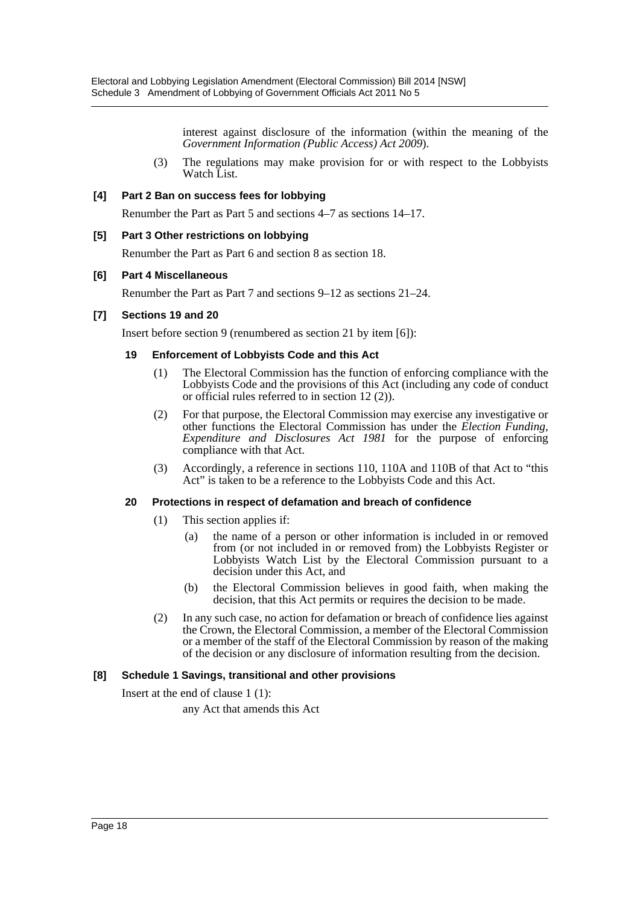interest against disclosure of the information (within the meaning of the *Government Information (Public Access) Act 2009*).

(3) The regulations may make provision for or with respect to the Lobbyists Watch List.

**[4] Part 2 Ban on success fees for lobbying**

Renumber the Part as Part 5 and sections 4–7 as sections 14–17.

**[5] Part 3 Other restrictions on lobbying**

Renumber the Part as Part 6 and section 8 as section 18.

**[6] Part 4 Miscellaneous**

Renumber the Part as Part 7 and sections 9–12 as sections 21–24.

**[7] Sections 19 and 20**

Insert before section 9 (renumbered as section 21 by item [6]):

**19 Enforcement of Lobbyists Code and this Act**

(1) The Electoral Commission has the function of enforcing compliance with the Lobbyists Code and the provisions of this Act (including any code of conduct or official rules referred to in section 12 (2)).

(2) For that purpose, the Electoral Commission may exercise any investigative or other functions the Electoral Commission has under the *Election Funding, Expenditure and Disclosures Act 1981* for the purpose of enforcing compliance with that Act.

(3) Accordingly, a reference in sections 110, 110A and 110B of that Act to "this Act" is taken to be a reference to the Lobbyists Code and this Act.

**20 Protections in respect of defamation and breach of confidence**

(1) This section applies if:

(a) the name of a person or other information is included in or removed from (or not included in or removed from) the Lobbyists Register or Lobbyists Watch List by the Electoral Commission pursuant to a decision under this Act, and

(b) the Electoral Commission believes in good faith, when making the decision, that this Act permits or requires the decision to be made.

(2) In any such case, no action for defamation or breach of confidence lies against the Crown, the Electoral Commission, a member of the Electoral Commission or a member of the staff of the Electoral Commission by reason of the making of the decision or any disclosure of information resulting from the decision.

**[8] Schedule 1 Savings, transitional and other provisions**

Insert at the end of clause 1 (1):

any Act that amends this Act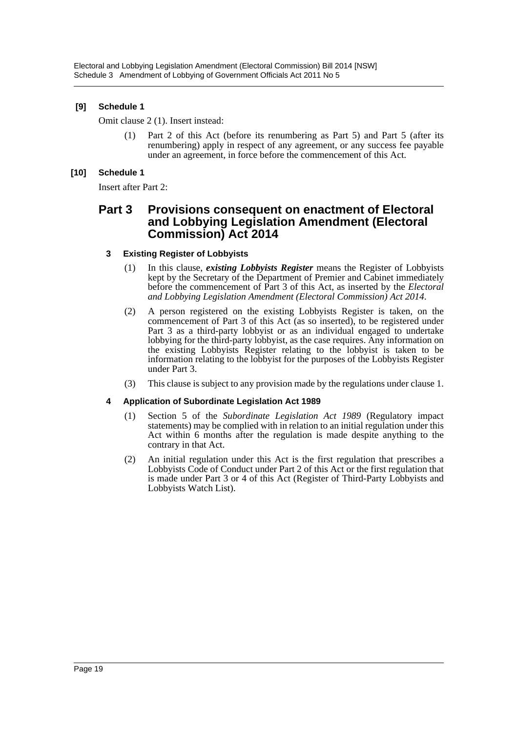**[9] Schedule 1**

Omit clause 2 (1). Insert instead:

(1) Part 2 of this Act (before its renumbering as Part 5) and Part 5 (after its renumbering) apply in respect of any agreement, or any success fee payable under an agreement, in force before the commencement of this Act.

**[10] Schedule 1**

Insert after Part 2:

## Part 3 Provisions consequent on enactment of Electoral and Lobbying Legislation Amendment (Electoral Commission) Act 2014

### 3 Existing Register of Lobbyists

(1) In this clause, ***existing Lobbyists Register*** means the Register of Lobbyists kept by the Secretary of the Department of Premier and Cabinet immediately before the commencement of Part 3 of this Act, as inserted by the *Electoral and Lobbying Legislation Amendment (Electoral Commission) Act 2014*.

(2) A person registered on the existing Lobbyists Register is taken, on the commencement of Part 3 of this Act (as so inserted), to be registered under Part 3 as a third-party lobbyist or as an individual engaged to undertake lobbying for the third-party lobbyist, as the case requires. Any information on the existing Lobbyists Register relating to the lobbyist is taken to be information relating to the lobbyist for the purposes of the Lobbyists Register under Part 3.

(3) This clause is subject to any provision made by the regulations under clause 1.

### 4 Application of Subordinate Legislation Act 1989

(1) Section 5 of the *Subordinate Legislation Act 1989* (Regulatory impact statements) may be complied with in relation to an initial regulation under this Act within 6 months after the regulation is made despite anything to the contrary in that Act.

(2) An initial regulation under this Act is the first regulation that prescribes a Lobbyists Code of Conduct under Part 2 of this Act or the first regulation that is made under Part 3 or 4 of this Act (Register of Third-Party Lobbyists and Lobbyists Watch List).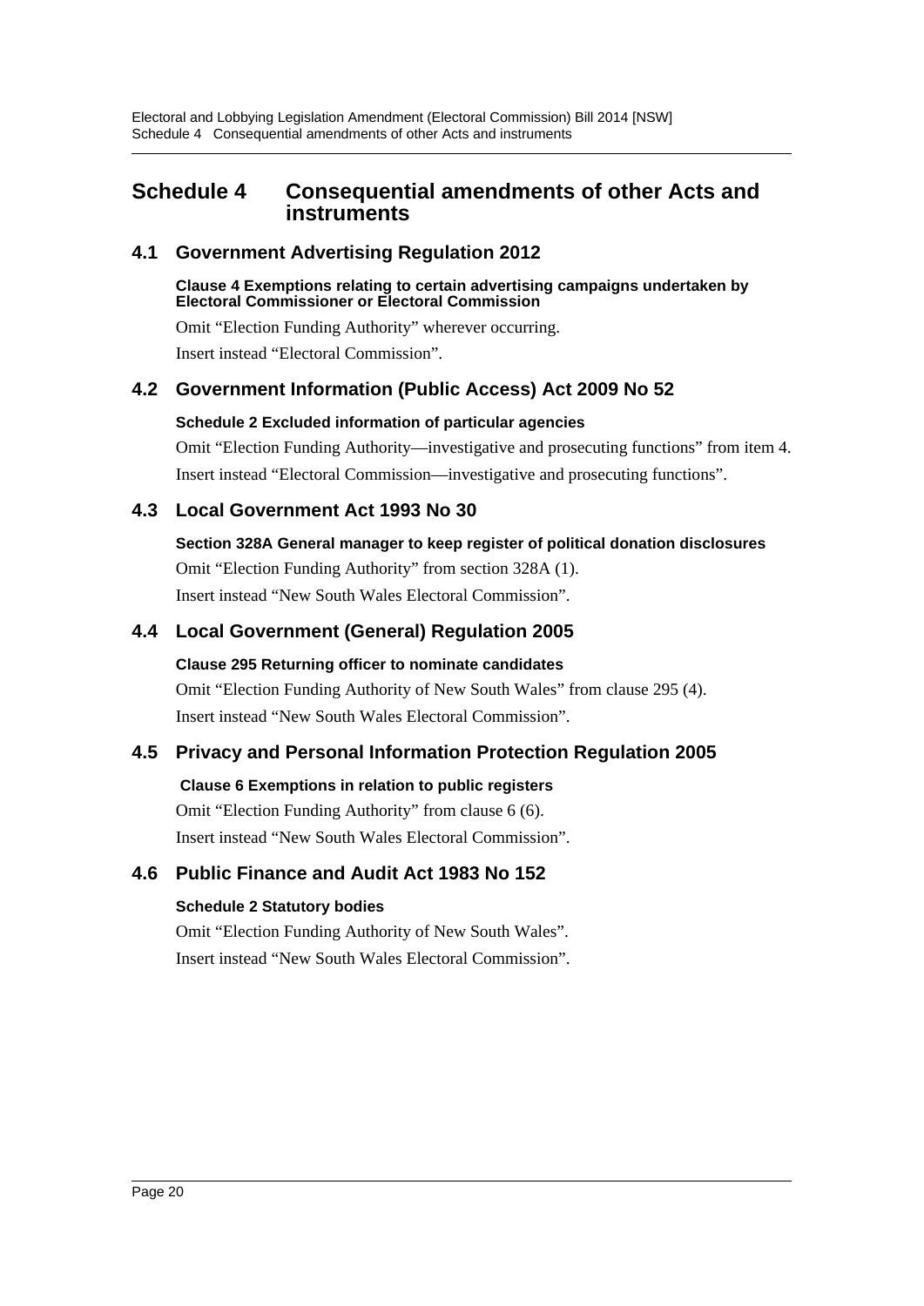# Schedule 4 Consequential amendments of other Acts and instruments

## 4.1 Government Advertising Regulation 2012

**Clause 4 Exemptions relating to certain advertising campaigns undertaken by Electoral Commissioner or Electoral Commission**

Omit "Election Funding Authority" wherever occurring.

Insert instead "Electoral Commission".

## 4.2 Government Information (Public Access) Act 2009 No 52

**Schedule 2 Excluded information of particular agencies**

Omit "Election Funding Authority—investigative and prosecuting functions" from item 4.

Insert instead "Electoral Commission—investigative and prosecuting functions".

## 4.3 Local Government Act 1993 No 30

**Section 328A General manager to keep register of political donation disclosures**

Omit "Election Funding Authority" from section 328A (1).

Insert instead "New South Wales Electoral Commission".

## 4.4 Local Government (General) Regulation 2005

**Clause 295 Returning officer to nominate candidates**

Omit "Election Funding Authority of New South Wales" from clause 295 (4).

Insert instead "New South Wales Electoral Commission".

## 4.5 Privacy and Personal Information Protection Regulation 2005

**Clause 6 Exemptions in relation to public registers**

Omit "Election Funding Authority" from clause 6 (6).

Insert instead "New South Wales Electoral Commission".

## 4.6 Public Finance and Audit Act 1983 No 152

**Schedule 2 Statutory bodies**

Omit "Election Funding Authority of New South Wales".

Insert instead "New South Wales Electoral Commission".